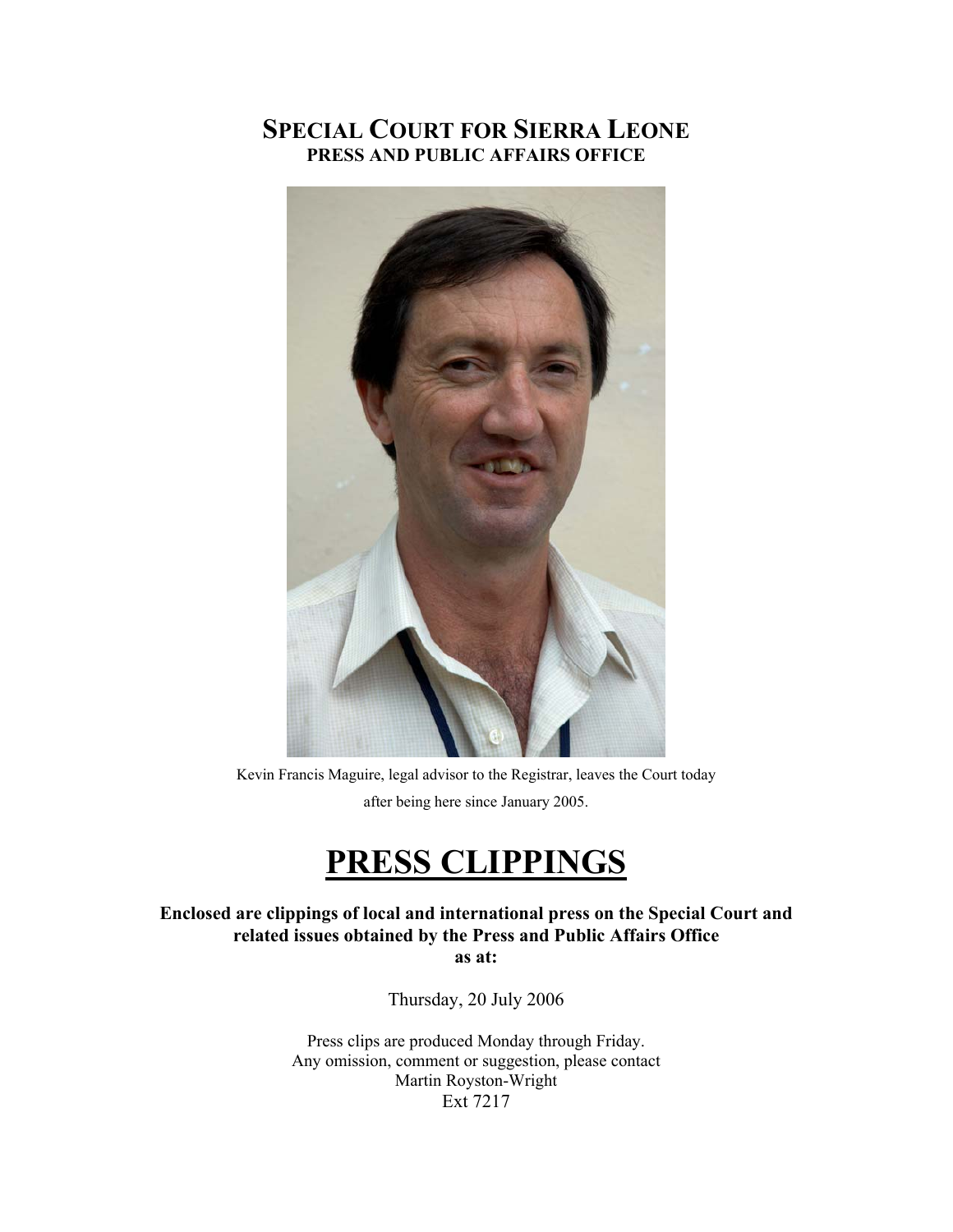# SPECIAL COURT FOR SIERRA LEONE
## PRESS AND PUBLIC AFFAIRS OFFICE

Kevin Francis Maguire, legal advisor to the Registrar, leaves the Court today after being here since January 2005.

# PRESS CLIPPINGS

**Enclosed are clippings of local and international press on the Special Court and related issues obtained by the Press and Public Affairs Office as at:**

Thursday, 20 July 2006

Press clips are produced Monday through Friday.
Any omission, comment or suggestion, please contact
Martin Royston-Wright
Ext 7217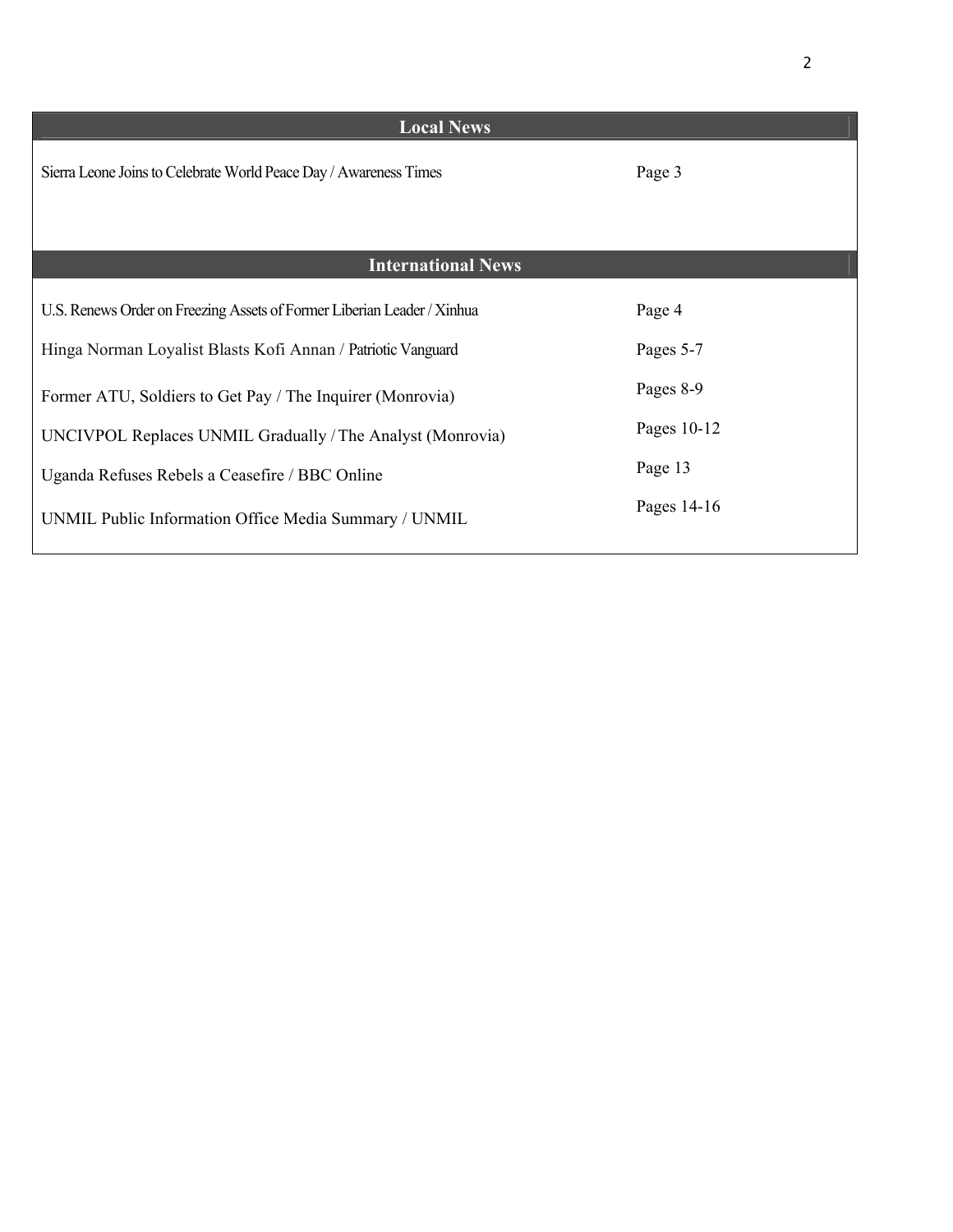## Local News

| | |
|---|---|
| Sierra Leone Joins to Celebrate World Peace Day / Awareness Times | Page 3 |

## International News

| | |
|---|---|
| U.S. Renews Order on Freezing Assets of Former Liberian Leader / Xinhua | Page 4 |
| Hinga Norman Loyalist Blasts Kofi Annan / Patriotic Vanguard | Pages 5-7 |
| Former ATU, Soldiers to Get Pay / The Inquirer (Monrovia) | Pages 8-9 |
| UNCIVPOL Replaces UNMIL Gradually / The Analyst (Monrovia) | Pages 10-12 |
| Uganda Refuses Rebels a Ceasefire / BBC Online | Page 13 |
| UNMIL Public Information Office Media Summary / UNMIL | Pages 14-16 |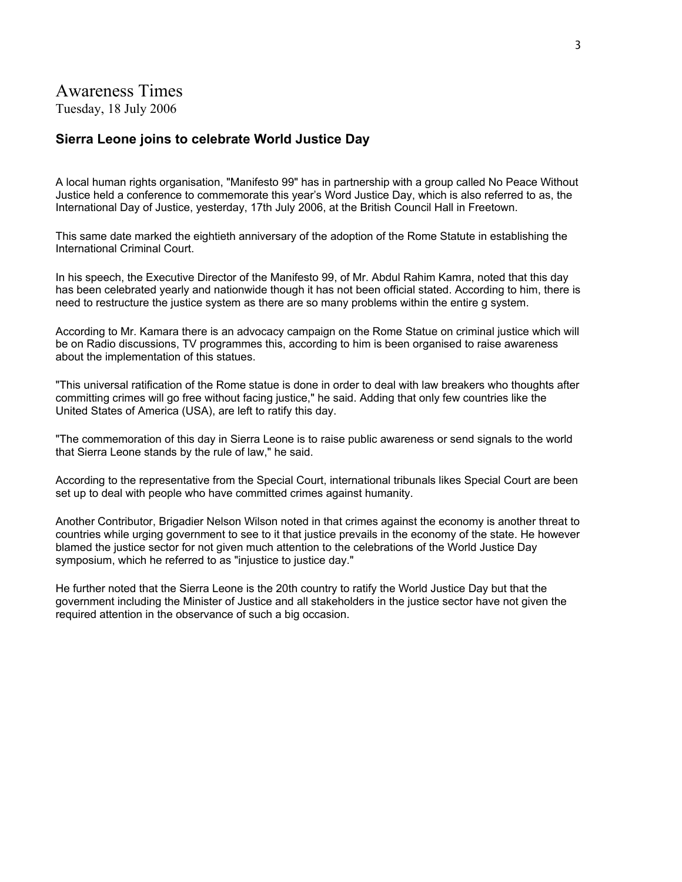# Awareness Times

Tuesday, 18 July 2006

## Sierra Leone joins to celebrate World Justice Day

A local human rights organisation, "Manifesto 99" has in partnership with a group called No Peace Without Justice held a conference to commemorate this year's Word Justice Day, which is also referred to as, the International Day of Justice, yesterday, 17th July 2006, at the British Council Hall in Freetown.

This same date marked the eightieth anniversary of the adoption of the Rome Statute in establishing the International Criminal Court.

In his speech, the Executive Director of the Manifesto 99, of Mr. Abdul Rahim Kamra, noted that this day has been celebrated yearly and nationwide though it has not been official stated. According to him, there is need to restructure the justice system as there are so many problems within the entire g system.

According to Mr. Kamara there is an advocacy campaign on the Rome Statue on criminal justice which will be on Radio discussions, TV programmes this, according to him is been organised to raise awareness about the implementation of this statues.

"This universal ratification of the Rome statue is done in order to deal with law breakers who thoughts after committing crimes will go free without facing justice," he said. Adding that only few countries like the United States of America (USA), are left to ratify this day.

"The commemoration of this day in Sierra Leone is to raise public awareness or send signals to the world that Sierra Leone stands by the rule of law," he said.

According to the representative from the Special Court, international tribunals likes Special Court are been set up to deal with people who have committed crimes against humanity.

Another Contributor, Brigadier Nelson Wilson noted in that crimes against the economy is another threat to countries while urging government to see to it that justice prevails in the economy of the state. He however blamed the justice sector for not given much attention to the celebrations of the World Justice Day symposium, which he referred to as "injustice to justice day."

He further noted that the Sierra Leone is the 20th country to ratify the World Justice Day but that the government including the Minister of Justice and all stakeholders in the justice sector have not given the required attention in the observance of such a big occasion.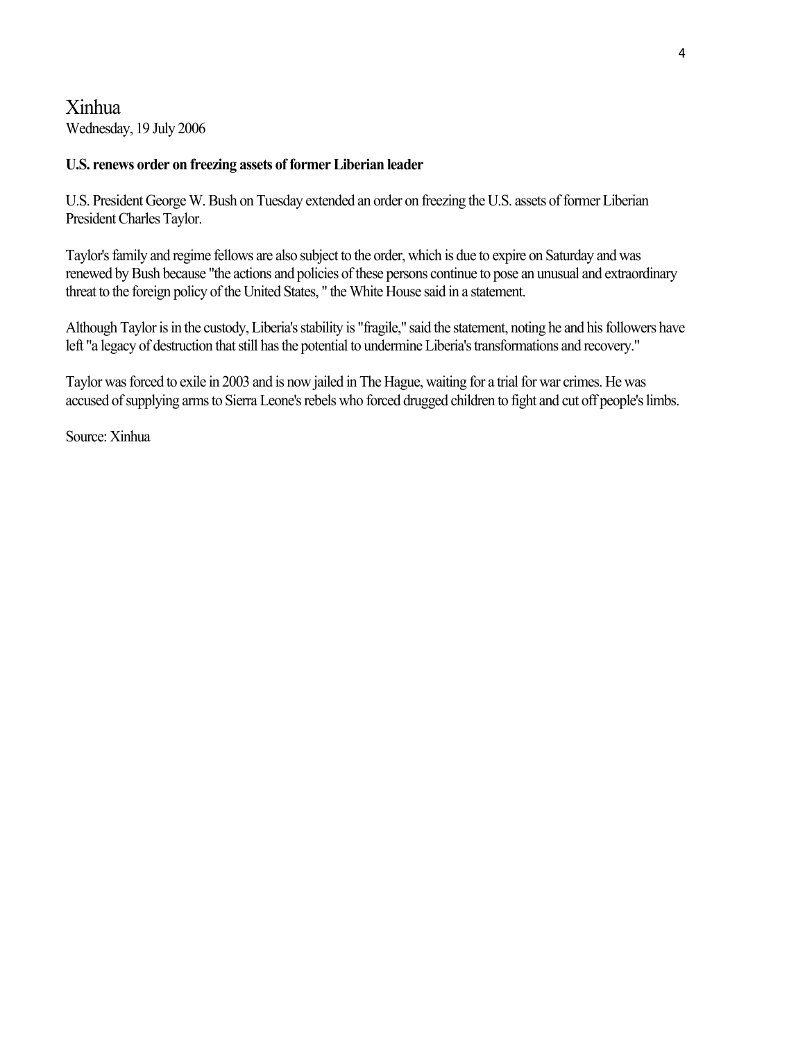Xinhua
Wednesday, 19 July 2006

**U.S. renews order on freezing assets of former Liberian leader**

U.S. President George W. Bush on Tuesday extended an order on freezing the U.S. assets of former Liberian President Charles Taylor.

Taylor's family and regime fellows are also subject to the order, which is due to expire on Saturday and was renewed by Bush because "the actions and policies of these persons continue to pose an unusual and extraordinary threat to the foreign policy of the United States, " the White House said in a statement.

Although Taylor is in the custody, Liberia's stability is "fragile," said the statement, noting he and his followers have left "a legacy of destruction that still has the potential to undermine Liberia's transformations and recovery."

Taylor was forced to exile in 2003 and is now jailed in The Hague, waiting for a trial for war crimes. He was accused of supplying arms to Sierra Leone's rebels who forced drugged children to fight and cut off people's limbs.

Source: Xinhua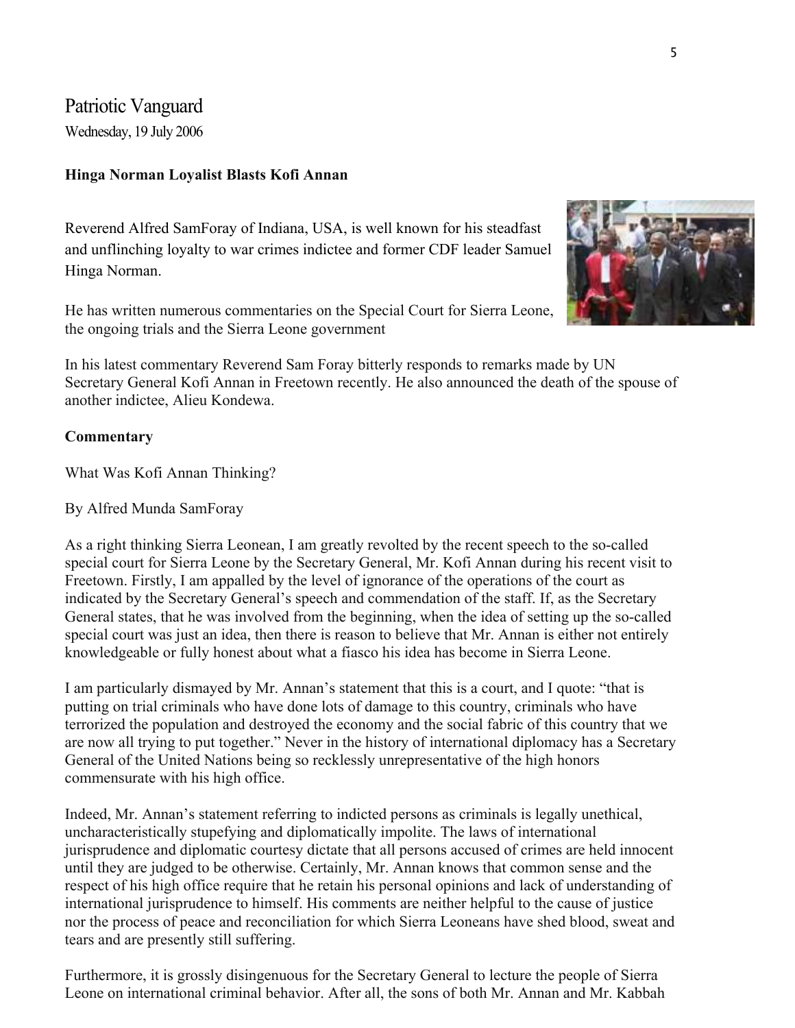Patriotic Vanguard

Wednesday, 19 July 2006

**Hinga Norman Loyalist Blasts Kofi Annan**

Reverend Alfred SamForay of Indiana, USA, is well known for his steadfast and unflinching loyalty to war crimes indictee and former CDF leader Samuel Hinga Norman.

He has written numerous commentaries on the Special Court for Sierra Leone, the ongoing trials and the Sierra Leone government

In his latest commentary Reverend Sam Foray bitterly responds to remarks made by UN Secretary General Kofi Annan in Freetown recently. He also announced the death of the spouse of another indictee, Alieu Kondewa.

**Commentary**

What Was Kofi Annan Thinking?

By Alfred Munda SamForay

As a right thinking Sierra Leonean, I am greatly revolted by the recent speech to the so-called special court for Sierra Leone by the Secretary General, Mr. Kofi Annan during his recent visit to Freetown. Firstly, I am appalled by the level of ignorance of the operations of the court as indicated by the Secretary General's speech and commendation of the staff. If, as the Secretary General states, that he was involved from the beginning, when the idea of setting up the so-called special court was just an idea, then there is reason to believe that Mr. Annan is either not entirely knowledgeable or fully honest about what a fiasco his idea has become in Sierra Leone.

I am particularly dismayed by Mr. Annan's statement that this is a court, and I quote: "that is putting on trial criminals who have done lots of damage to this country, criminals who have terrorized the population and destroyed the economy and the social fabric of this country that we are now all trying to put together." Never in the history of international diplomacy has a Secretary General of the United Nations being so recklessly unrepresentative of the high honors commensurate with his high office.

Indeed, Mr. Annan's statement referring to indicted persons as criminals is legally unethical, uncharacteristically stupefying and diplomatically impolite. The laws of international jurisprudence and diplomatic courtesy dictate that all persons accused of crimes are held innocent until they are judged to be otherwise. Certainly, Mr. Annan knows that common sense and the respect of his high office require that he retain his personal opinions and lack of understanding of international jurisprudence to himself. His comments are neither helpful to the cause of justice nor the process of peace and reconciliation for which Sierra Leoneans have shed blood, sweat and tears and are presently still suffering.

Furthermore, it is grossly disingenuous for the Secretary General to lecture the people of Sierra Leone on international criminal behavior. After all, the sons of both Mr. Annan and Mr. Kabbah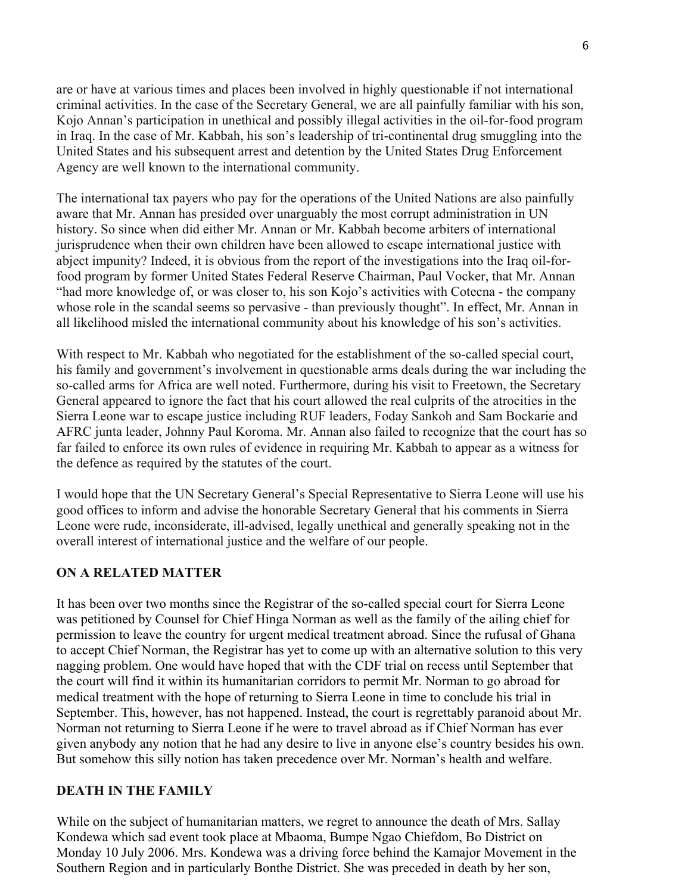are or have at various times and places been involved in highly questionable if not international criminal activities. In the case of the Secretary General, we are all painfully familiar with his son, Kojo Annan's participation in unethical and possibly illegal activities in the oil-for-food program in Iraq. In the case of Mr. Kabbah, his son's leadership of tri-continental drug smuggling into the United States and his subsequent arrest and detention by the United States Drug Enforcement Agency are well known to the international community.

The international tax payers who pay for the operations of the United Nations are also painfully aware that Mr. Annan has presided over unarguably the most corrupt administration in UN history. So since when did either Mr. Annan or Mr. Kabbah become arbiters of international jurisprudence when their own children have been allowed to escape international justice with abject impunity? Indeed, it is obvious from the report of the investigations into the Iraq oil-for-food program by former United States Federal Reserve Chairman, Paul Vocker, that Mr. Annan "had more knowledge of, or was closer to, his son Kojo's activities with Cotecna - the company whose role in the scandal seems so pervasive - than previously thought". In effect, Mr. Annan in all likelihood misled the international community about his knowledge of his son's activities.

With respect to Mr. Kabbah who negotiated for the establishment of the so-called special court, his family and government's involvement in questionable arms deals during the war including the so-called arms for Africa are well noted. Furthermore, during his visit to Freetown, the Secretary General appeared to ignore the fact that his court allowed the real culprits of the atrocities in the Sierra Leone war to escape justice including RUF leaders, Foday Sankoh and Sam Bockarie and AFRC junta leader, Johnny Paul Koroma. Mr. Annan also failed to recognize that the court has so far failed to enforce its own rules of evidence in requiring Mr. Kabbah to appear as a witness for the defence as required by the statutes of the court.

I would hope that the UN Secretary General's Special Representative to Sierra Leone will use his good offices to inform and advise the honorable Secretary General that his comments in Sierra Leone were rude, inconsiderate, ill-advised, legally unethical and generally speaking not in the overall interest of international justice and the welfare of our people.

## ON A RELATED MATTER

It has been over two months since the Registrar of the so-called special court for Sierra Leone was petitioned by Counsel for Chief Hinga Norman as well as the family of the ailing chief for permission to leave the country for urgent medical treatment abroad. Since the rufusal of Ghana to accept Chief Norman, the Registrar has yet to come up with an alternative solution to this very nagging problem. One would have hoped that with the CDF trial on recess until September that the court will find it within its humanitarian corridors to permit Mr. Norman to go abroad for medical treatment with the hope of returning to Sierra Leone in time to conclude his trial in September. This, however, has not happened. Instead, the court is regrettably paranoid about Mr. Norman not returning to Sierra Leone if he were to travel abroad as if Chief Norman has ever given anybody any notion that he had any desire to live in anyone else's country besides his own. But somehow this silly notion has taken precedence over Mr. Norman's health and welfare.

## DEATH IN THE FAMILY

While on the subject of humanitarian matters, we regret to announce the death of Mrs. Sallay Kondewa which sad event took place at Mbaoma, Bumpe Ngao Chiefdom, Bo District on Monday 10 July 2006. Mrs. Kondewa was a driving force behind the Kamajor Movement in the Southern Region and in particularly Bonthe District. She was preceded in death by her son,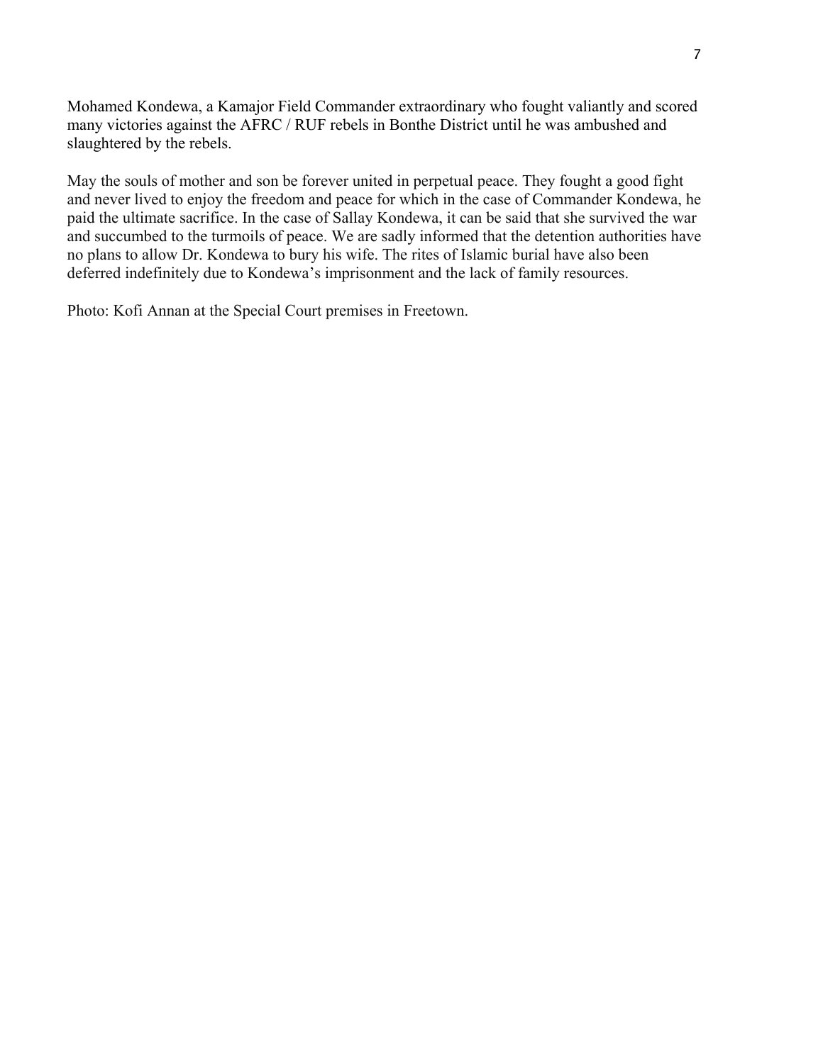Mohamed Kondewa, a Kamajor Field Commander extraordinary who fought valiantly and scored many victories against the AFRC / RUF rebels in Bonthe District until he was ambushed and slaughtered by the rebels.

May the souls of mother and son be forever united in perpetual peace. They fought a good fight and never lived to enjoy the freedom and peace for which in the case of Commander Kondewa, he paid the ultimate sacrifice. In the case of Sallay Kondewa, it can be said that she survived the war and succumbed to the turmoils of peace. We are sadly informed that the detention authorities have no plans to allow Dr. Kondewa to bury his wife. The rites of Islamic burial have also been deferred indefinitely due to Kondewa's imprisonment and the lack of family resources.

Photo: Kofi Annan at the Special Court premises in Freetown.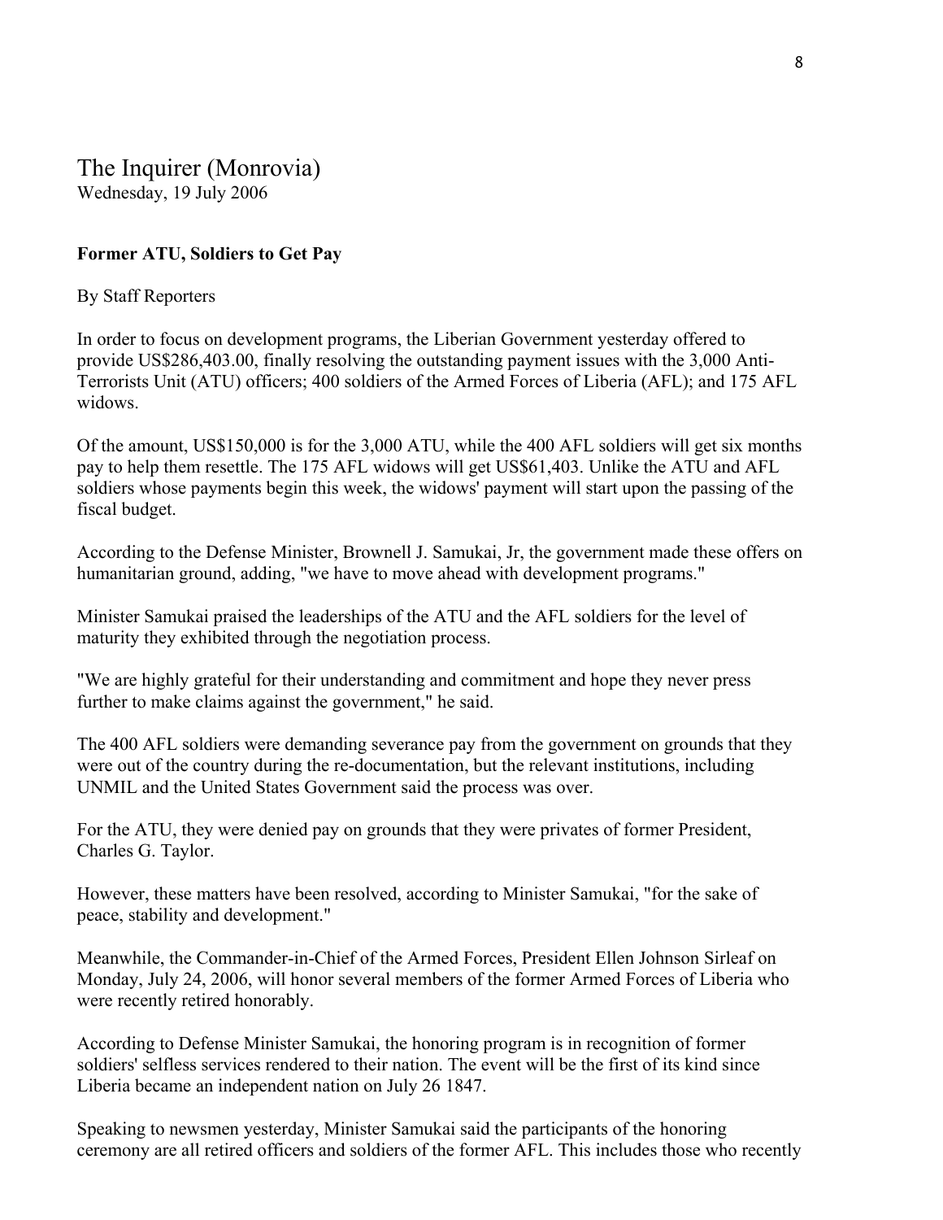# The Inquirer (Monrovia)

Wednesday, 19 July 2006

**Former ATU, Soldiers to Get Pay**

By Staff Reporters

In order to focus on development programs, the Liberian Government yesterday offered to provide US$286,403.00, finally resolving the outstanding payment issues with the 3,000 Anti-Terrorists Unit (ATU) officers; 400 soldiers of the Armed Forces of Liberia (AFL); and 175 AFL widows.

Of the amount, US$150,000 is for the 3,000 ATU, while the 400 AFL soldiers will get six months pay to help them resettle. The 175 AFL widows will get US$61,403. Unlike the ATU and AFL soldiers whose payments begin this week, the widows' payment will start upon the passing of the fiscal budget.

According to the Defense Minister, Brownell J. Samukai, Jr, the government made these offers on humanitarian ground, adding, "we have to move ahead with development programs."

Minister Samukai praised the leaderships of the ATU and the AFL soldiers for the level of maturity they exhibited through the negotiation process.

"We are highly grateful for their understanding and commitment and hope they never press further to make claims against the government," he said.

The 400 AFL soldiers were demanding severance pay from the government on grounds that they were out of the country during the re-documentation, but the relevant institutions, including UNMIL and the United States Government said the process was over.

For the ATU, they were denied pay on grounds that they were privates of former President, Charles G. Taylor.

However, these matters have been resolved, according to Minister Samukai, "for the sake of peace, stability and development."

Meanwhile, the Commander-in-Chief of the Armed Forces, President Ellen Johnson Sirleaf on Monday, July 24, 2006, will honor several members of the former Armed Forces of Liberia who were recently retired honorably.

According to Defense Minister Samukai, the honoring program is in recognition of former soldiers' selfless services rendered to their nation. The event will be the first of its kind since Liberia became an independent nation on July 26 1847.

Speaking to newsmen yesterday, Minister Samukai said the participants of the honoring ceremony are all retired officers and soldiers of the former AFL. This includes those who recently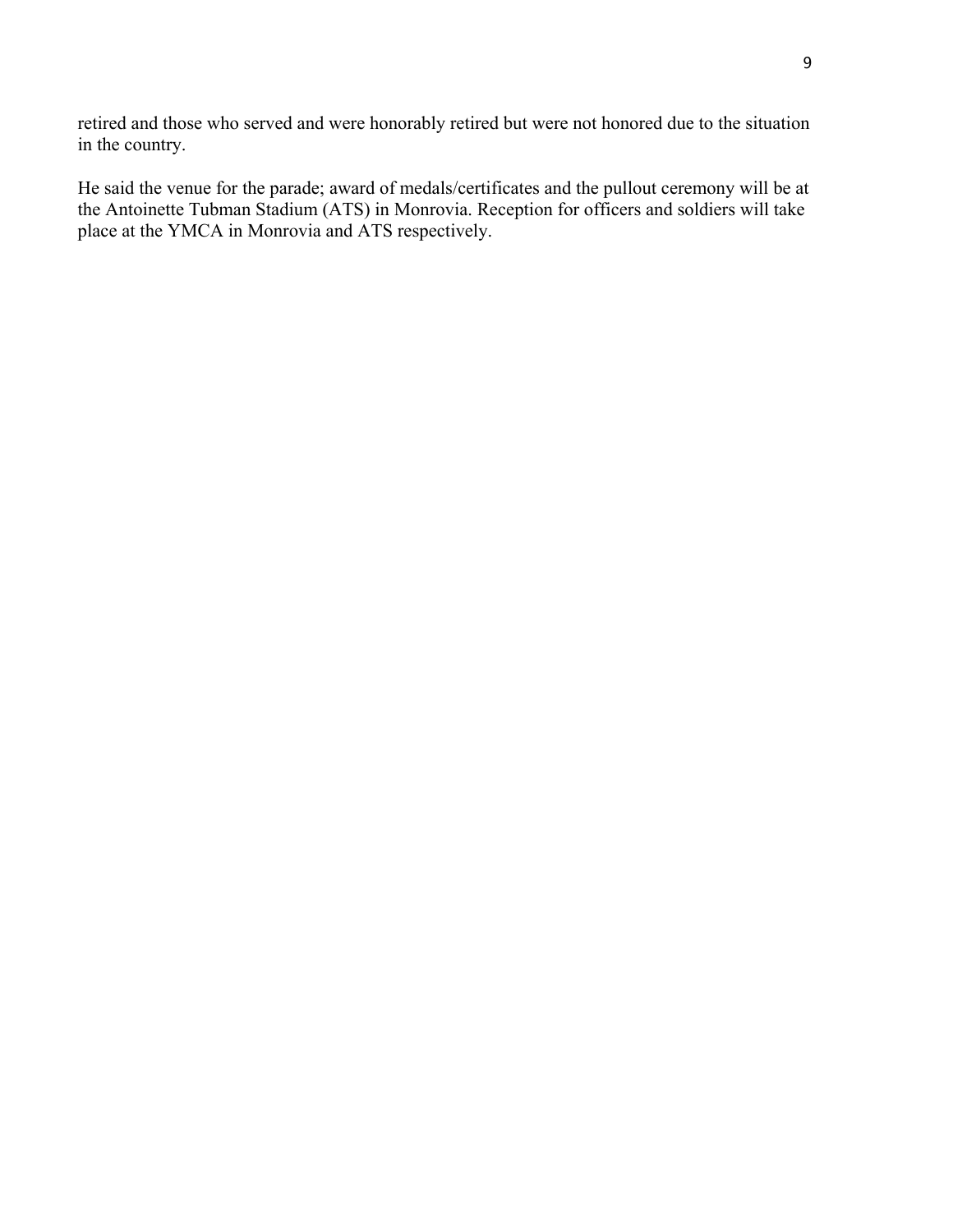retired and those who served and were honorably retired but were not honored due to the situation in the country.

He said the venue for the parade; award of medals/certificates and the pullout ceremony will be at the Antoinette Tubman Stadium (ATS) in Monrovia. Reception for officers and soldiers will take place at the YMCA in Monrovia and ATS respectively.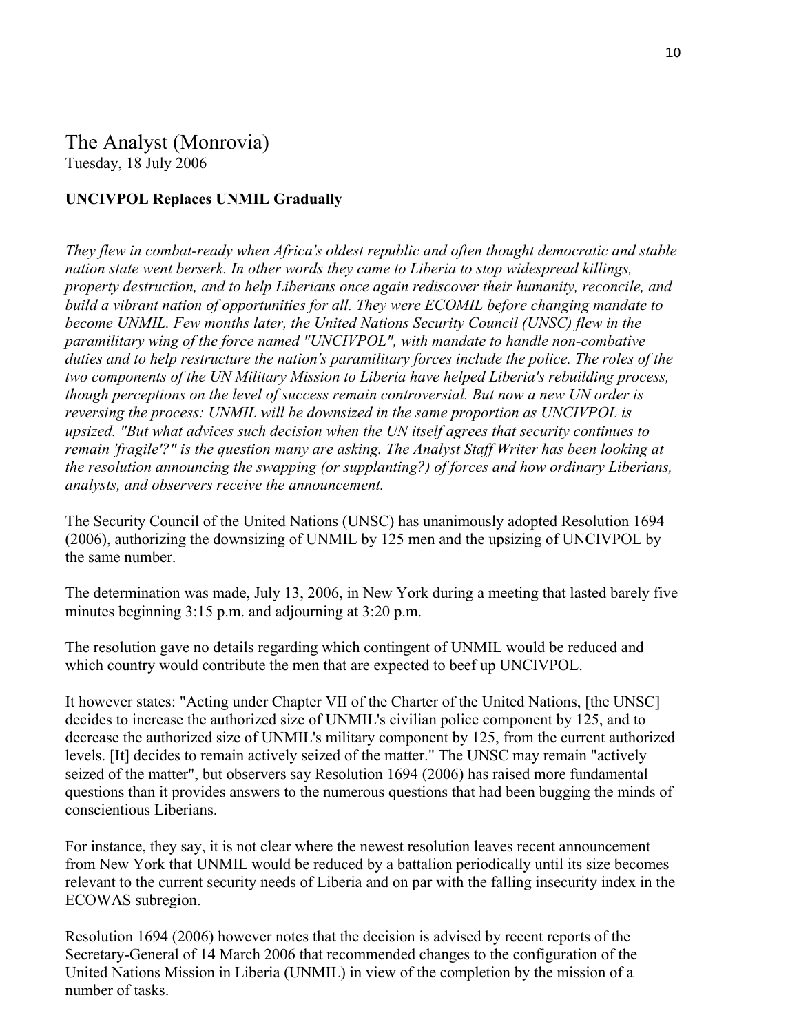## The Analyst (Monrovia)
Tuesday, 18 July 2006

**UNCIVPOL Replaces UNMIL Gradually**

*They flew in combat-ready when Africa's oldest republic and often thought democratic and stable nation state went berserk. In other words they came to Liberia to stop widespread killings, property destruction, and to help Liberians once again rediscover their humanity, reconcile, and build a vibrant nation of opportunities for all. They were ECOMIL before changing mandate to become UNMIL. Few months later, the United Nations Security Council (UNSC) flew in the paramilitary wing of the force named "UNCIVPOL", with mandate to handle non-combative duties and to help restructure the nation's paramilitary forces include the police. The roles of the two components of the UN Military Mission to Liberia have helped Liberia's rebuilding process, though perceptions on the level of success remain controversial. But now a new UN order is reversing the process: UNMIL will be downsized in the same proportion as UNCIVPOL is upsized. "But what advices such decision when the UN itself agrees that security continues to remain 'fragile'?" is the question many are asking. The Analyst Staff Writer has been looking at the resolution announcing the swapping (or supplanting?) of forces and how ordinary Liberians, analysts, and observers receive the announcement.*

The Security Council of the United Nations (UNSC) has unanimously adopted Resolution 1694 (2006), authorizing the downsizing of UNMIL by 125 men and the upsizing of UNCIVPOL by the same number.

The determination was made, July 13, 2006, in New York during a meeting that lasted barely five minutes beginning 3:15 p.m. and adjourning at 3:20 p.m.

The resolution gave no details regarding which contingent of UNMIL would be reduced and which country would contribute the men that are expected to beef up UNCIVPOL.

It however states: "Acting under Chapter VII of the Charter of the United Nations, [the UNSC] decides to increase the authorized size of UNMIL's civilian police component by 125, and to decrease the authorized size of UNMIL's military component by 125, from the current authorized levels. [It] decides to remain actively seized of the matter." The UNSC may remain "actively seized of the matter", but observers say Resolution 1694 (2006) has raised more fundamental questions than it provides answers to the numerous questions that had been bugging the minds of conscientious Liberians.

For instance, they say, it is not clear where the newest resolution leaves recent announcement from New York that UNMIL would be reduced by a battalion periodically until its size becomes relevant to the current security needs of Liberia and on par with the falling insecurity index in the ECOWAS subregion.

Resolution 1694 (2006) however notes that the decision is advised by recent reports of the Secretary-General of 14 March 2006 that recommended changes to the configuration of the United Nations Mission in Liberia (UNMIL) in view of the completion by the mission of a number of tasks.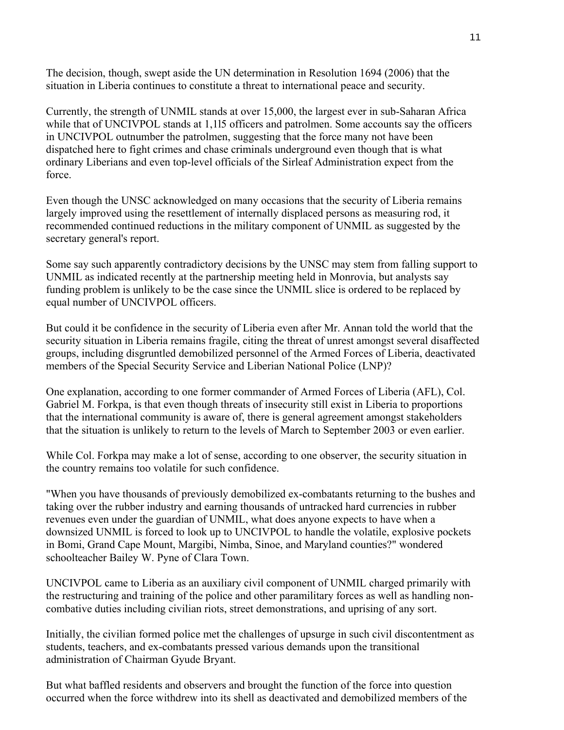The decision, though, swept aside the UN determination in Resolution 1694 (2006) that the situation in Liberia continues to constitute a threat to international peace and security.

Currently, the strength of UNMIL stands at over 15,000, the largest ever in sub-Saharan Africa while that of UNCIVPOL stands at 1,1l5 officers and patrolmen. Some accounts say the officers in UNCIVPOL outnumber the patrolmen, suggesting that the force many not have been dispatched here to fight crimes and chase criminals underground even though that is what ordinary Liberians and even top-level officials of the Sirleaf Administration expect from the force.

Even though the UNSC acknowledged on many occasions that the security of Liberia remains largely improved using the resettlement of internally displaced persons as measuring rod, it recommended continued reductions in the military component of UNMIL as suggested by the secretary general's report.

Some say such apparently contradictory decisions by the UNSC may stem from falling support to UNMIL as indicated recently at the partnership meeting held in Monrovia, but analysts say funding problem is unlikely to be the case since the UNMIL slice is ordered to be replaced by equal number of UNCIVPOL officers.

But could it be confidence in the security of Liberia even after Mr. Annan told the world that the security situation in Liberia remains fragile, citing the threat of unrest amongst several disaffected groups, including disgruntled demobilized personnel of the Armed Forces of Liberia, deactivated members of the Special Security Service and Liberian National Police (LNP)?

One explanation, according to one former commander of Armed Forces of Liberia (AFL), Col. Gabriel M. Forkpa, is that even though threats of insecurity still exist in Liberia to proportions that the international community is aware of, there is general agreement amongst stakeholders that the situation is unlikely to return to the levels of March to September 2003 or even earlier.

While Col. Forkpa may make a lot of sense, according to one observer, the security situation in the country remains too volatile for such confidence.

"When you have thousands of previously demobilized ex-combatants returning to the bushes and taking over the rubber industry and earning thousands of untracked hard currencies in rubber revenues even under the guardian of UNMIL, what does anyone expects to have when a downsized UNMIL is forced to look up to UNCIVPOL to handle the volatile, explosive pockets in Bomi, Grand Cape Mount, Margibi, Nimba, Sinoe, and Maryland counties?" wondered schoolteacher Bailey W. Pyne of Clara Town.

UNCIVPOL came to Liberia as an auxiliary civil component of UNMIL charged primarily with the restructuring and training of the police and other paramilitary forces as well as handling non-combative duties including civilian riots, street demonstrations, and uprising of any sort.

Initially, the civilian formed police met the challenges of upsurge in such civil discontentment as students, teachers, and ex-combatants pressed various demands upon the transitional administration of Chairman Gyude Bryant.

But what baffled residents and observers and brought the function of the force into question occurred when the force withdrew into its shell as deactivated and demobilized members of the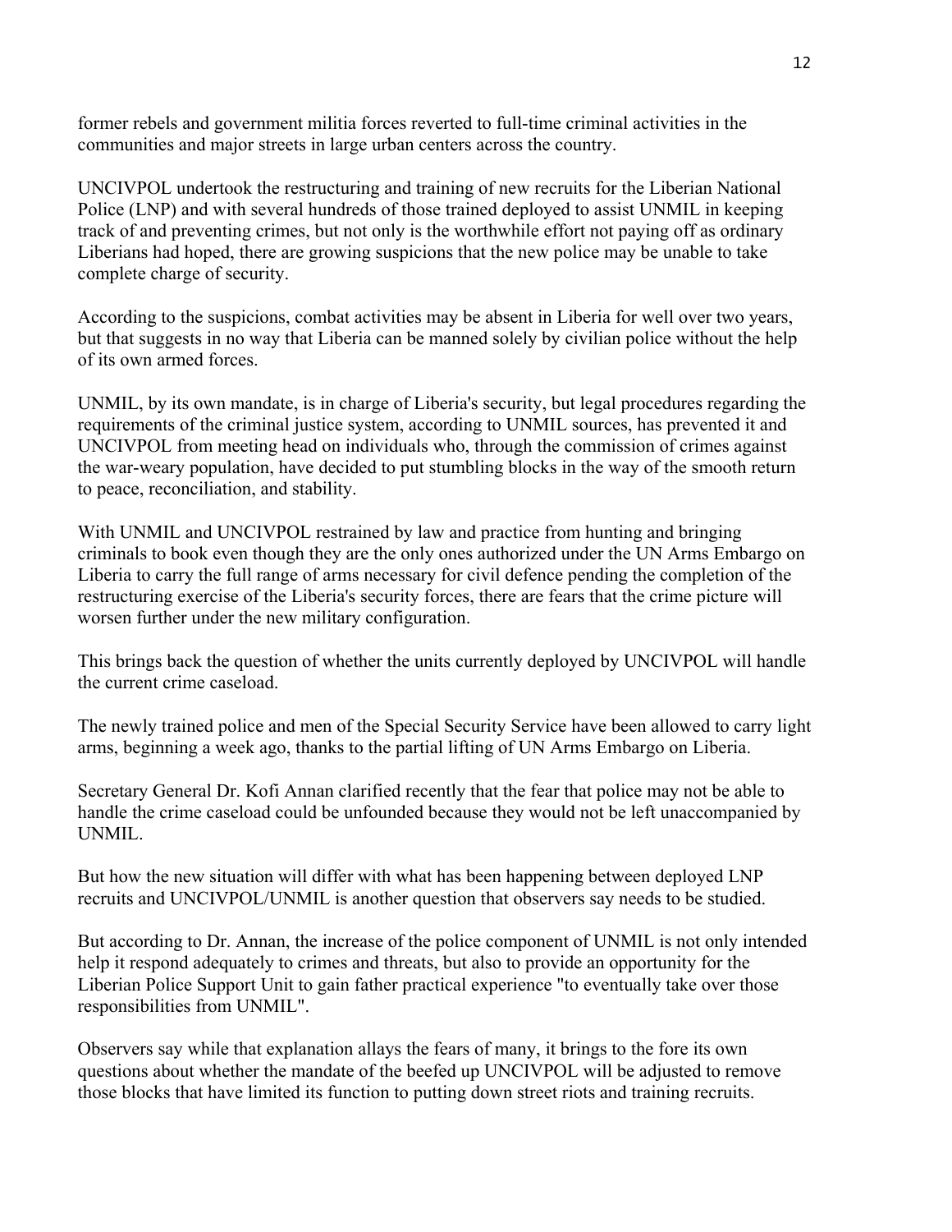former rebels and government militia forces reverted to full-time criminal activities in the communities and major streets in large urban centers across the country.

UNCIVPOL undertook the restructuring and training of new recruits for the Liberian National Police (LNP) and with several hundreds of those trained deployed to assist UNMIL in keeping track of and preventing crimes, but not only is the worthwhile effort not paying off as ordinary Liberians had hoped, there are growing suspicions that the new police may be unable to take complete charge of security.

According to the suspicions, combat activities may be absent in Liberia for well over two years, but that suggests in no way that Liberia can be manned solely by civilian police without the help of its own armed forces.

UNMIL, by its own mandate, is in charge of Liberia's security, but legal procedures regarding the requirements of the criminal justice system, according to UNMIL sources, has prevented it and UNCIVPOL from meeting head on individuals who, through the commission of crimes against the war-weary population, have decided to put stumbling blocks in the way of the smooth return to peace, reconciliation, and stability.

With UNMIL and UNCIVPOL restrained by law and practice from hunting and bringing criminals to book even though they are the only ones authorized under the UN Arms Embargo on Liberia to carry the full range of arms necessary for civil defence pending the completion of the restructuring exercise of the Liberia's security forces, there are fears that the crime picture will worsen further under the new military configuration.

This brings back the question of whether the units currently deployed by UNCIVPOL will handle the current crime caseload.

The newly trained police and men of the Special Security Service have been allowed to carry light arms, beginning a week ago, thanks to the partial lifting of UN Arms Embargo on Liberia.

Secretary General Dr. Kofi Annan clarified recently that the fear that police may not be able to handle the crime caseload could be unfounded because they would not be left unaccompanied by UNMIL.

But how the new situation will differ with what has been happening between deployed LNP recruits and UNCIVPOL/UNMIL is another question that observers say needs to be studied.

But according to Dr. Annan, the increase of the police component of UNMIL is not only intended help it respond adequately to crimes and threats, but also to provide an opportunity for the Liberian Police Support Unit to gain father practical experience "to eventually take over those responsibilities from UNMIL".

Observers say while that explanation allays the fears of many, it brings to the fore its own questions about whether the mandate of the beefed up UNCIVPOL will be adjusted to remove those blocks that have limited its function to putting down street riots and training recruits.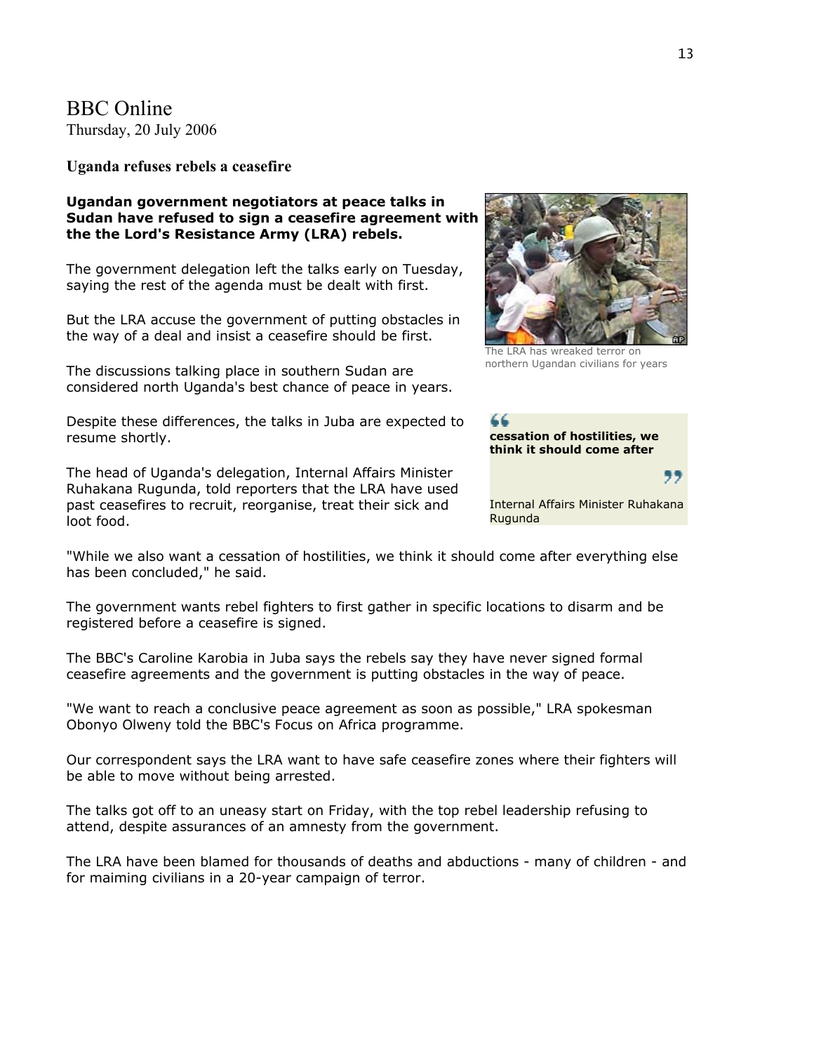# BBC Online

Thursday, 20 July 2006

## Uganda refuses rebels a ceasefire

**Ugandan government negotiators at peace talks in Sudan have refused to sign a ceasefire agreement with the the Lord's Resistance Army (LRA) rebels.**

The government delegation left the talks early on Tuesday, saying the rest of the agenda must be dealt with first.

But the LRA accuse the government of putting obstacles in the way of a deal and insist a ceasefire should be first.

The discussions talking place in southern Sudan are considered north Uganda's best chance of peace in years.

Despite these differences, the talks in Juba are expected to resume shortly.

The head of Uganda's delegation, Internal Affairs Minister Ruhakana Rugunda, told reporters that the LRA have used past ceasefires to recruit, reorganise, treat their sick and loot food.

"While we also want a cessation of hostilities, we think it should come after everything else has been concluded," he said.

The government wants rebel fighters to first gather in specific locations to disarm and be registered before a ceasefire is signed.

The BBC's Caroline Karobia in Juba says the rebels say they have never signed formal ceasefire agreements and the government is putting obstacles in the way of peace.

"We want to reach a conclusive peace agreement as soon as possible," LRA spokesman Obonyo Olweny told the BBC's Focus on Africa programme.

Our correspondent says the LRA want to have safe ceasefire zones where their fighters will be able to move without being arrested.

The talks got off to an uneasy start on Friday, with the top rebel leadership refusing to attend, despite assurances of an amnesty from the government.

The LRA have been blamed for thousands of deaths and abductions - many of children - and for maiming civilians in a 20-year campaign of terror.

The LRA has wreaked terror on northern Ugandan civilians for years

> **cessation of hostilities, we think it should come after**
>
> Internal Affairs Minister Ruhakana Rugunda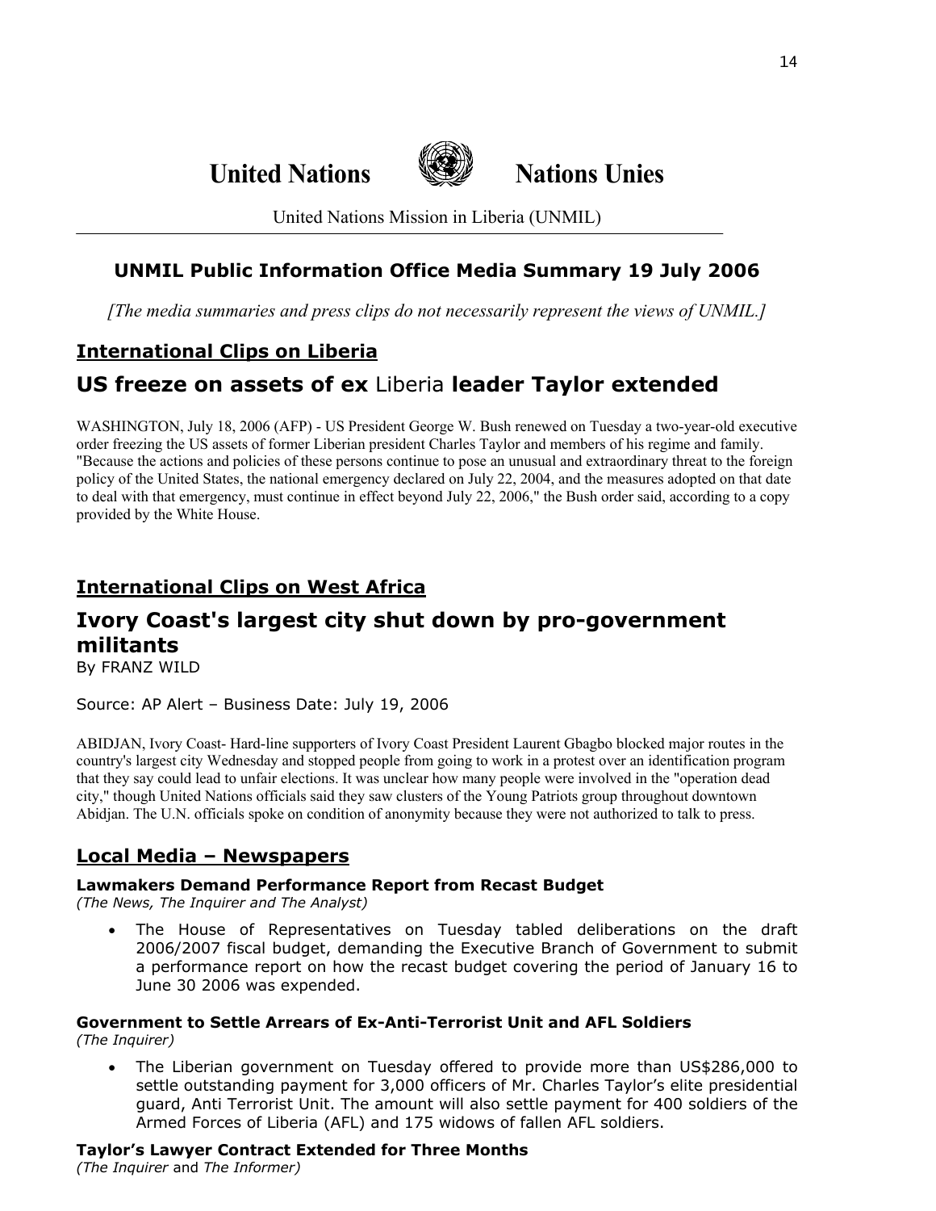# United Nations Nations Unies

United Nations Mission in Liberia (UNMIL)

## UNMIL Public Information Office Media Summary 19 July 2006

*[The media summaries and press clips do not necessarily represent the views of UNMIL.]*

## International Clips on Liberia

### US freeze on assets of ex Liberia leader Taylor extended

WASHINGTON, July 18, 2006 (AFP) - US President George W. Bush renewed on Tuesday a two-year-old executive order freezing the US assets of former Liberian president Charles Taylor and members of his regime and family. "Because the actions and policies of these persons continue to pose an unusual and extraordinary threat to the foreign policy of the United States, the national emergency declared on July 22, 2004, and the measures adopted on that date to deal with that emergency, must continue in effect beyond July 22, 2006," the Bush order said, according to a copy provided by the White House.

## International Clips on West Africa

### Ivory Coast's largest city shut down by pro-government militants

By FRANZ WILD

Source: AP Alert – Business Date: July 19, 2006

ABIDJAN, Ivory Coast- Hard-line supporters of Ivory Coast President Laurent Gbagbo blocked major routes in the country's largest city Wednesday and stopped people from going to work in a protest over an identification program that they say could lead to unfair elections. It was unclear how many people were involved in the "operation dead city," though United Nations officials said they saw clusters of the Young Patriots group throughout downtown Abidjan. The U.N. officials spoke on condition of anonymity because they were not authorized to talk to press.

## Local Media – Newspapers

**Lawmakers Demand Performance Report from Recast Budget**
*(The News, The Inquirer and The Analyst)*

- The House of Representatives on Tuesday tabled deliberations on the draft 2006/2007 fiscal budget, demanding the Executive Branch of Government to submit a performance report on how the recast budget covering the period of January 16 to June 30 2006 was expended.

**Government to Settle Arrears of Ex-Anti-Terrorist Unit and AFL Soldiers**
*(The Inquirer)*

- The Liberian government on Tuesday offered to provide more than US$286,000 to settle outstanding payment for 3,000 officers of Mr. Charles Taylor's elite presidential guard, Anti Terrorist Unit. The amount will also settle payment for 400 soldiers of the Armed Forces of Liberia (AFL) and 175 widows of fallen AFL soldiers.

**Taylor's Lawyer Contract Extended for Three Months**
*(The Inquirer* and *The Informer)*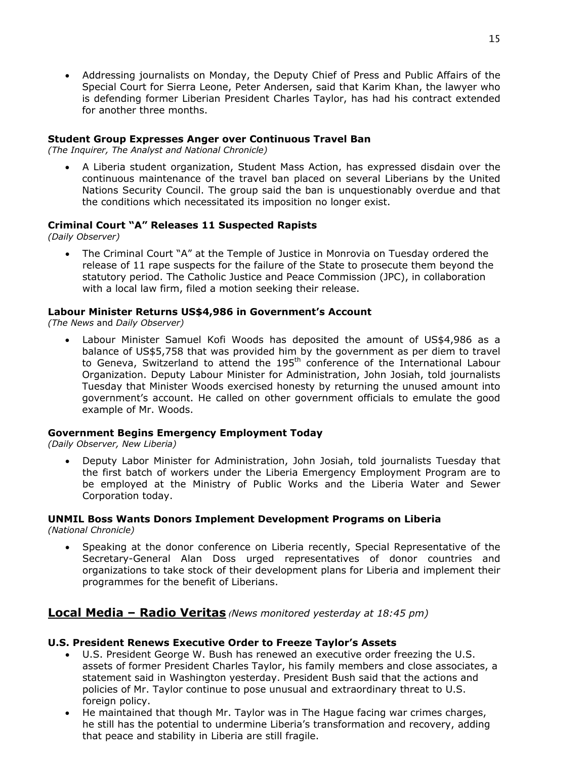- Addressing journalists on Monday, the Deputy Chief of Press and Public Affairs of the Special Court for Sierra Leone, Peter Andersen, said that Karim Khan, the lawyer who is defending former Liberian President Charles Taylor, has had his contract extended for another three months.

**Student Group Expresses Anger over Continuous Travel Ban**
*(The Inquirer, The Analyst and National Chronicle)*

- A Liberia student organization, Student Mass Action, has expressed disdain over the continuous maintenance of the travel ban placed on several Liberians by the United Nations Security Council. The group said the ban is unquestionably overdue and that the conditions which necessitated its imposition no longer exist.

**Criminal Court "A" Releases 11 Suspected Rapists**
*(Daily Observer)*

- The Criminal Court "A" at the Temple of Justice in Monrovia on Tuesday ordered the release of 11 rape suspects for the failure of the State to prosecute them beyond the statutory period. The Catholic Justice and Peace Commission (JPC), in collaboration with a local law firm, filed a motion seeking their release.

**Labour Minister Returns US$4,986 in Government's Account**
*(The News* and *Daily Observer)*

- Labour Minister Samuel Kofi Woods has deposited the amount of US$4,986 as a balance of US$5,758 that was provided him by the government as per diem to travel to Geneva, Switzerland to attend the 195th conference of the International Labour Organization. Deputy Labour Minister for Administration, John Josiah, told journalists Tuesday that Minister Woods exercised honesty by returning the unused amount into government's account. He called on other government officials to emulate the good example of Mr. Woods.

**Government Begins Emergency Employment Today**
*(Daily Observer, New Liberia)*

- Deputy Labor Minister for Administration, John Josiah, told journalists Tuesday that the first batch of workers under the Liberia Emergency Employment Program are to be employed at the Ministry of Public Works and the Liberia Water and Sewer Corporation today.

**UNMIL Boss Wants Donors Implement Development Programs on Liberia**
*(National Chronicle)*

- Speaking at the donor conference on Liberia recently, Special Representative of the Secretary-General Alan Doss urged representatives of donor countries and organizations to take stock of their development plans for Liberia and implement their programmes for the benefit of Liberians.

## Local Media – Radio Veritas *(News monitored yesterday at 18:45 pm)*

**U.S. President Renews Executive Order to Freeze Taylor's Assets**

- U.S. President George W. Bush has renewed an executive order freezing the U.S. assets of former President Charles Taylor, his family members and close associates, a statement said in Washington yesterday. President Bush said that the actions and policies of Mr. Taylor continue to pose unusual and extraordinary threat to U.S. foreign policy.
- He maintained that though Mr. Taylor was in The Hague facing war crimes charges, he still has the potential to undermine Liberia's transformation and recovery, adding that peace and stability in Liberia are still fragile.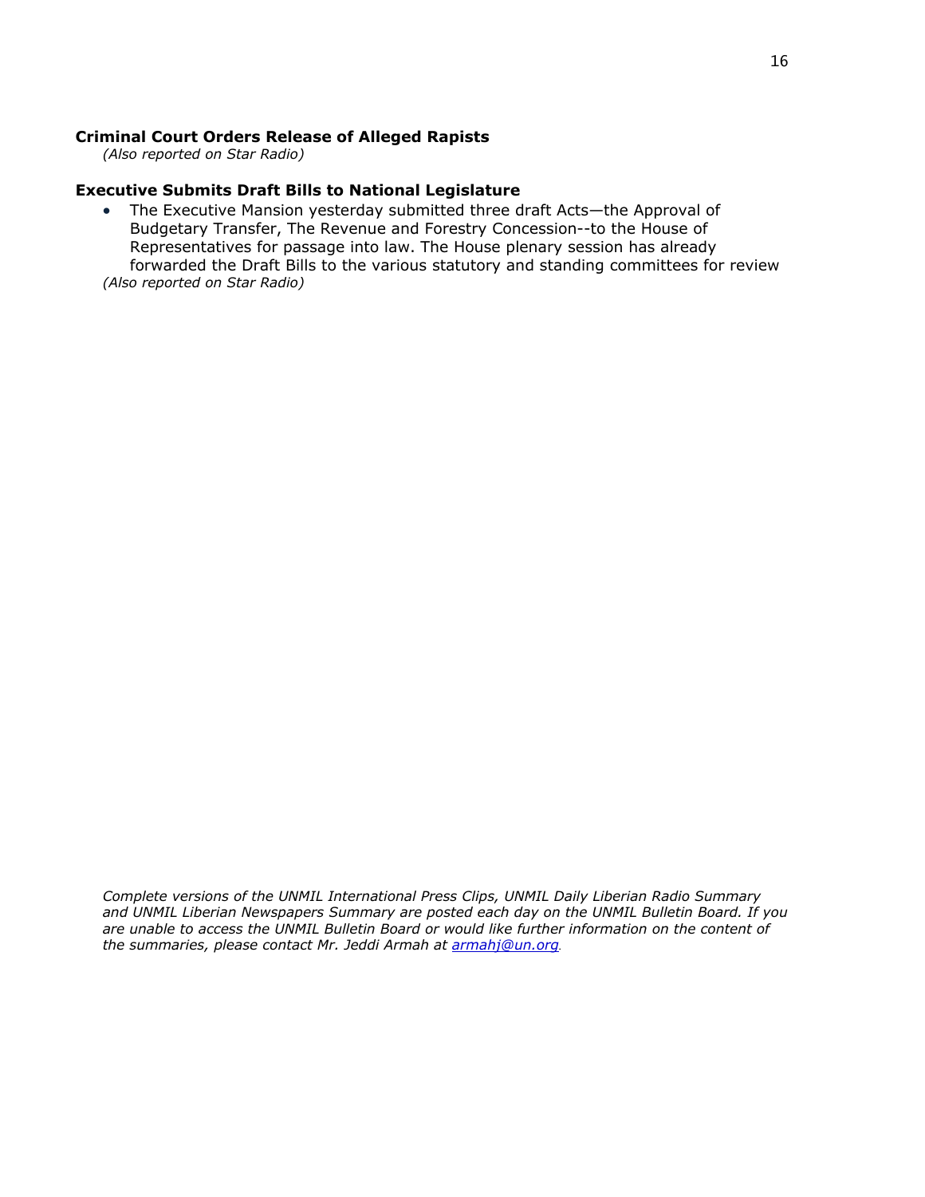**Criminal Court Orders Release of Alleged Rapists**

*(Also reported on Star Radio)*

**Executive Submits Draft Bills to National Legislature**

- The Executive Mansion yesterday submitted three draft Acts—the Approval of Budgetary Transfer, The Revenue and Forestry Concession--to the House of Representatives for passage into law. The House plenary session has already forwarded the Draft Bills to the various statutory and standing committees for review

*(Also reported on Star Radio)*

*Complete versions of the UNMIL International Press Clips, UNMIL Daily Liberian Radio Summary and UNMIL Liberian Newspapers Summary are posted each day on the UNMIL Bulletin Board. If you are unable to access the UNMIL Bulletin Board or would like further information on the content of the summaries, please contact Mr. Jeddi Armah at armahj@un.org.*